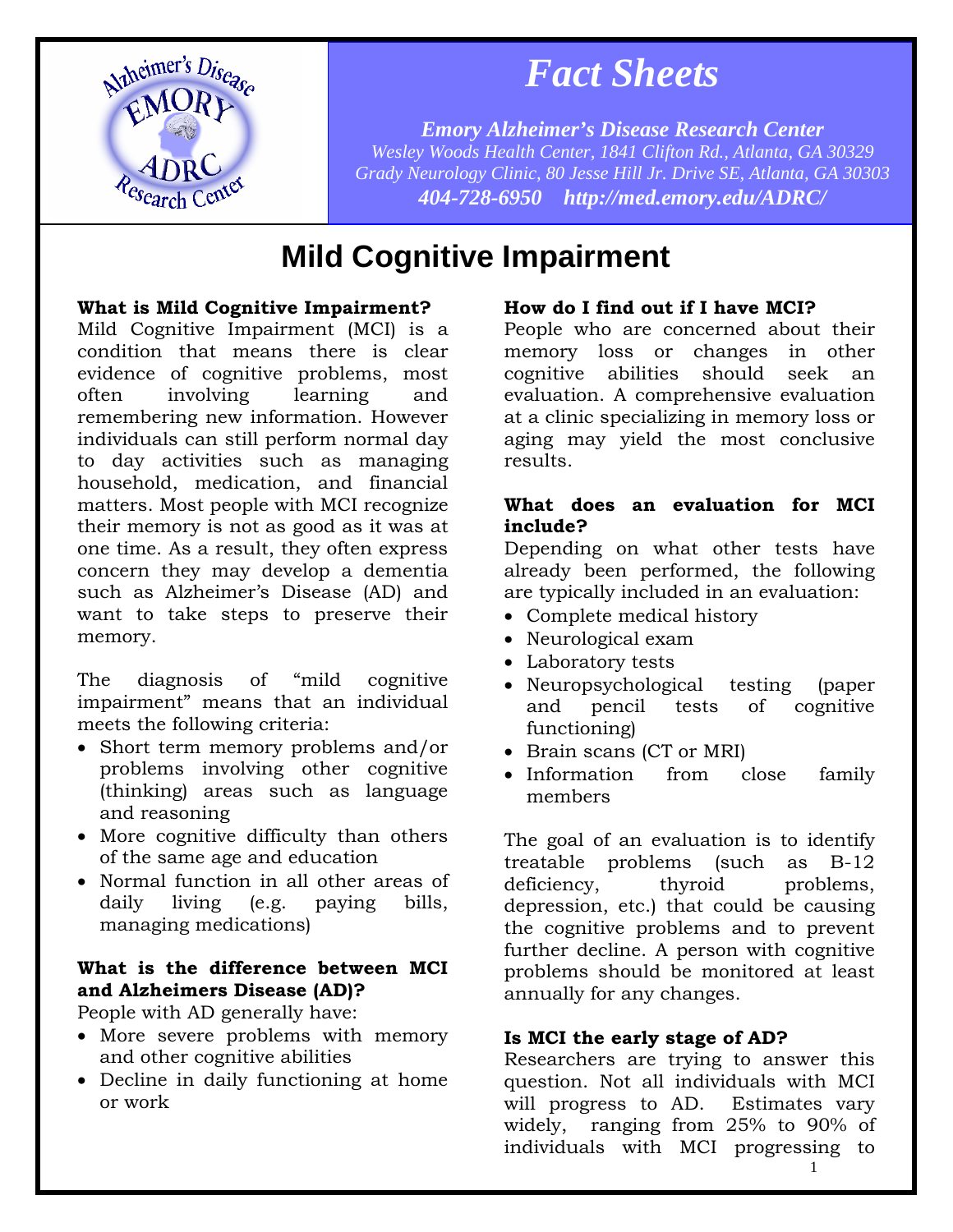# Fact Sheets

***Emory Alzheimer's Disease Research Center***
*Wesley Woods Health Center, 1841 Clifton Rd., Atlanta, GA 30329*
*Grady Neurology Clinic, 80 Jesse Hill Jr. Drive SE, Atlanta, GA 30303*
***404-728-6950 http://med.emory.edu/ADRC/***

# Mild Cognitive Impairment

**What is Mild Cognitive Impairment?**

Mild Cognitive Impairment (MCI) is a condition that means there is clear evidence of cognitive problems, most often involving learning and remembering new information. However individuals can still perform normal day to day activities such as managing household, medication, and financial matters. Most people with MCI recognize their memory is not as good as it was at one time. As a result, they often express concern they may develop a dementia such as Alzheimer's Disease (AD) and want to take steps to preserve their memory.

The diagnosis of "mild cognitive impairment" means that an individual meets the following criteria:

- Short term memory problems and/or problems involving other cognitive (thinking) areas such as language and reasoning
- More cognitive difficulty than others of the same age and education
- Normal function in all other areas of daily living (e.g. paying bills, managing medications)

**What is the difference between MCI and Alzheimers Disease (AD)?**

People with AD generally have:

- More severe problems with memory and other cognitive abilities
- Decline in daily functioning at home or work

**How do I find out if I have MCI?**

People who are concerned about their memory loss or changes in other cognitive abilities should seek an evaluation. A comprehensive evaluation at a clinic specializing in memory loss or aging may yield the most conclusive results.

**What does an evaluation for MCI include?**

Depending on what other tests have already been performed, the following are typically included in an evaluation:

- Complete medical history
- Neurological exam
- Laboratory tests
- Neuropsychological testing (paper and pencil tests of cognitive functioning)
- Brain scans (CT or MRI)
- Information from close family members

The goal of an evaluation is to identify treatable problems (such as B-12 deficiency, thyroid problems, depression, etc.) that could be causing the cognitive problems and to prevent further decline. A person with cognitive problems should be monitored at least annually for any changes.

**Is MCI the early stage of AD?**

Researchers are trying to answer this question. Not all individuals with MCI will progress to AD. Estimates vary widely, ranging from 25% to 90% of individuals with MCI progressing to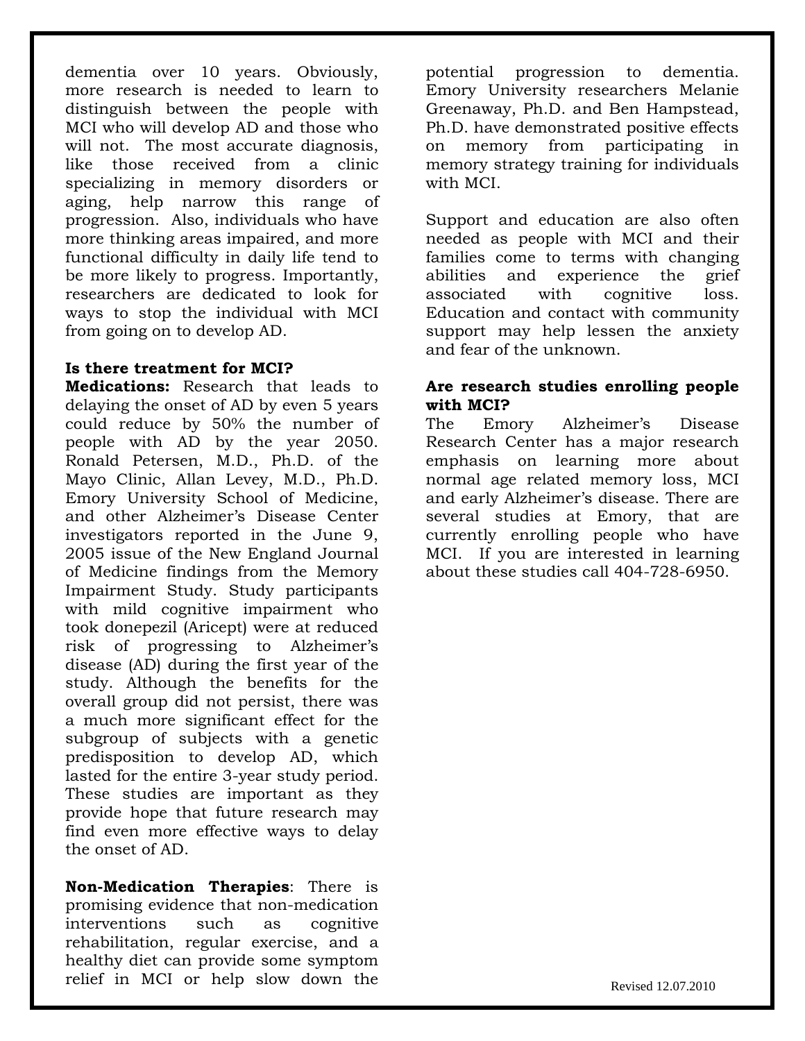dementia over 10 years. Obviously, more research is needed to learn to distinguish between the people with MCI who will develop AD and those who will not. The most accurate diagnosis, like those received from a clinic specializing in memory disorders or aging, help narrow this range of progression. Also, individuals who have more thinking areas impaired, and more functional difficulty in daily life tend to be more likely to progress. Importantly, researchers are dedicated to look for ways to stop the individual with MCI from going on to develop AD.

**Is there treatment for MCI?**

**Medications:** Research that leads to delaying the onset of AD by even 5 years could reduce by 50% the number of people with AD by the year 2050. Ronald Petersen, M.D., Ph.D. of the Mayo Clinic, Allan Levey, M.D., Ph.D. Emory University School of Medicine, and other Alzheimer's Disease Center investigators reported in the June 9, 2005 issue of the New England Journal of Medicine findings from the Memory Impairment Study. Study participants with mild cognitive impairment who took donepezil (Aricept) were at reduced risk of progressing to Alzheimer's disease (AD) during the first year of the study. Although the benefits for the overall group did not persist, there was a much more significant effect for the subgroup of subjects with a genetic predisposition to develop AD, which lasted for the entire 3-year study period. These studies are important as they provide hope that future research may find even more effective ways to delay the onset of AD.

**Non-Medication Therapies**: There is promising evidence that non-medication interventions such as cognitive rehabilitation, regular exercise, and a healthy diet can provide some symptom relief in MCI or help slow down the potential progression to dementia. Emory University researchers Melanie Greenaway, Ph.D. and Ben Hampstead, Ph.D. have demonstrated positive effects on memory from participating in memory strategy training for individuals with MCI.

Support and education are also often needed as people with MCI and their families come to terms with changing abilities and experience the grief associated with cognitive loss. Education and contact with community support may help lessen the anxiety and fear of the unknown.

**Are research studies enrolling people with MCI?**

The Emory Alzheimer's Disease Research Center has a major research emphasis on learning more about normal age related memory loss, MCI and early Alzheimer's disease. There are several studies at Emory, that are currently enrolling people who have MCI. If you are interested in learning about these studies call 404-728-6950.

Revised 12.07.2010